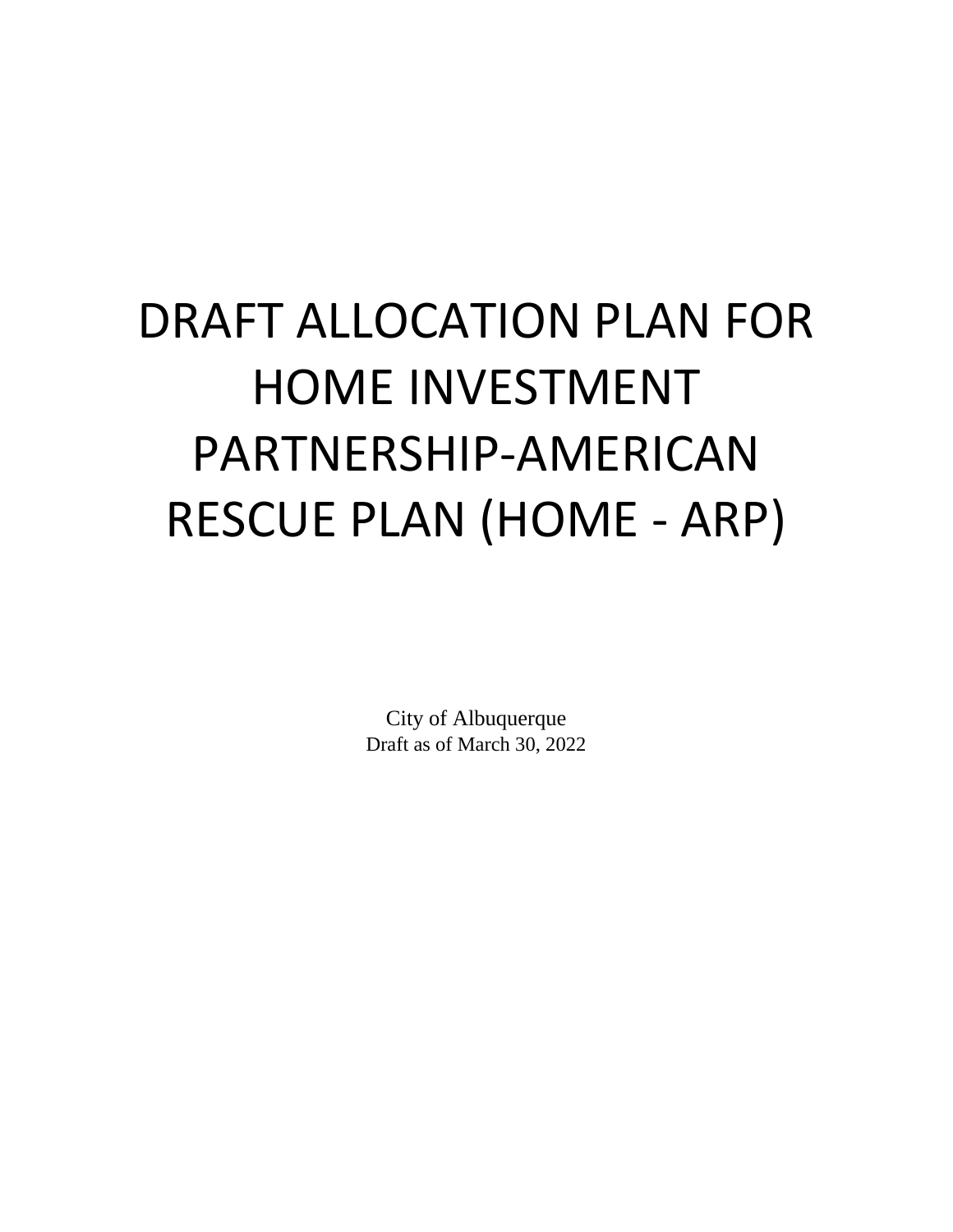# DRAFT ALLOCATION PLAN FOR HOME INVESTMENT PARTNERSHIP-AMERICAN RESCUE PLAN (HOME - ARP)

City of Albuquerque
Draft as of March 30, 2022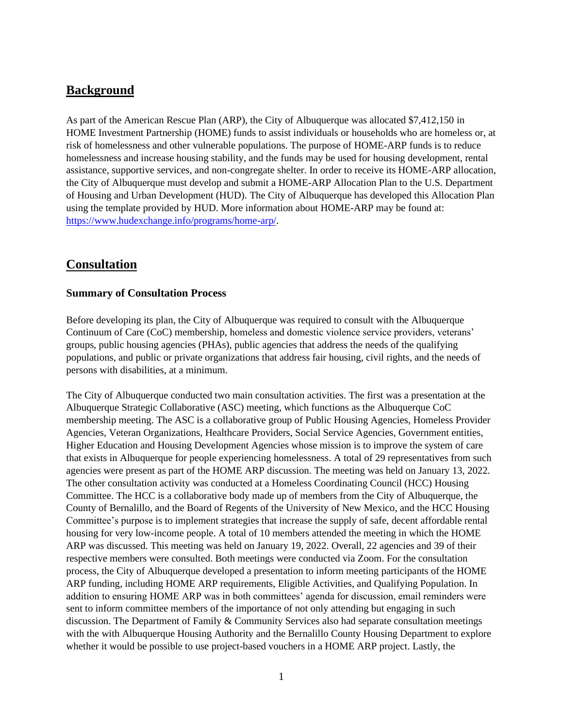## Background

As part of the American Rescue Plan (ARP), the City of Albuquerque was allocated $7,412,150 in HOME Investment Partnership (HOME) funds to assist individuals or households who are homeless or, at risk of homelessness and other vulnerable populations. The purpose of HOME-ARP funds is to reduce homelessness and increase housing stability, and the funds may be used for housing development, rental assistance, supportive services, and non-congregate shelter. In order to receive its HOME-ARP allocation, the City of Albuquerque must develop and submit a HOME-ARP Allocation Plan to the U.S. Department of Housing and Urban Development (HUD). The City of Albuquerque has developed this Allocation Plan using the template provided by HUD. More information about HOME-ARP may be found at: https://www.hudexchange.info/programs/home-arp/.

## Consultation

### Summary of Consultation Process

Before developing its plan, the City of Albuquerque was required to consult with the Albuquerque Continuum of Care (CoC) membership, homeless and domestic violence service providers, veterans' groups, public housing agencies (PHAs), public agencies that address the needs of the qualifying populations, and public or private organizations that address fair housing, civil rights, and the needs of persons with disabilities, at a minimum.

The City of Albuquerque conducted two main consultation activities. The first was a presentation at the Albuquerque Strategic Collaborative (ASC) meeting, which functions as the Albuquerque CoC membership meeting. The ASC is a collaborative group of Public Housing Agencies, Homeless Provider Agencies, Veteran Organizations, Healthcare Providers, Social Service Agencies, Government entities, Higher Education and Housing Development Agencies whose mission is to improve the system of care that exists in Albuquerque for people experiencing homelessness. A total of 29 representatives from such agencies were present as part of the HOME ARP discussion. The meeting was held on January 13, 2022. The other consultation activity was conducted at a Homeless Coordinating Council (HCC) Housing Committee. The HCC is a collaborative body made up of members from the City of Albuquerque, the County of Bernalillo, and the Board of Regents of the University of New Mexico, and the HCC Housing Committee's purpose is to implement strategies that increase the supply of safe, decent affordable rental housing for very low-income people. A total of 10 members attended the meeting in which the HOME ARP was discussed. This meeting was held on January 19, 2022. Overall, 22 agencies and 39 of their respective members were consulted. Both meetings were conducted via Zoom. For the consultation process, the City of Albuquerque developed a presentation to inform meeting participants of the HOME ARP funding, including HOME ARP requirements, Eligible Activities, and Qualifying Population. In addition to ensuring HOME ARP was in both committees' agenda for discussion, email reminders were sent to inform committee members of the importance of not only attending but engaging in such discussion. The Department of Family & Community Services also had separate consultation meetings with the with Albuquerque Housing Authority and the Bernalillo County Housing Department to explore whether it would be possible to use project-based vouchers in a HOME ARP project. Lastly, the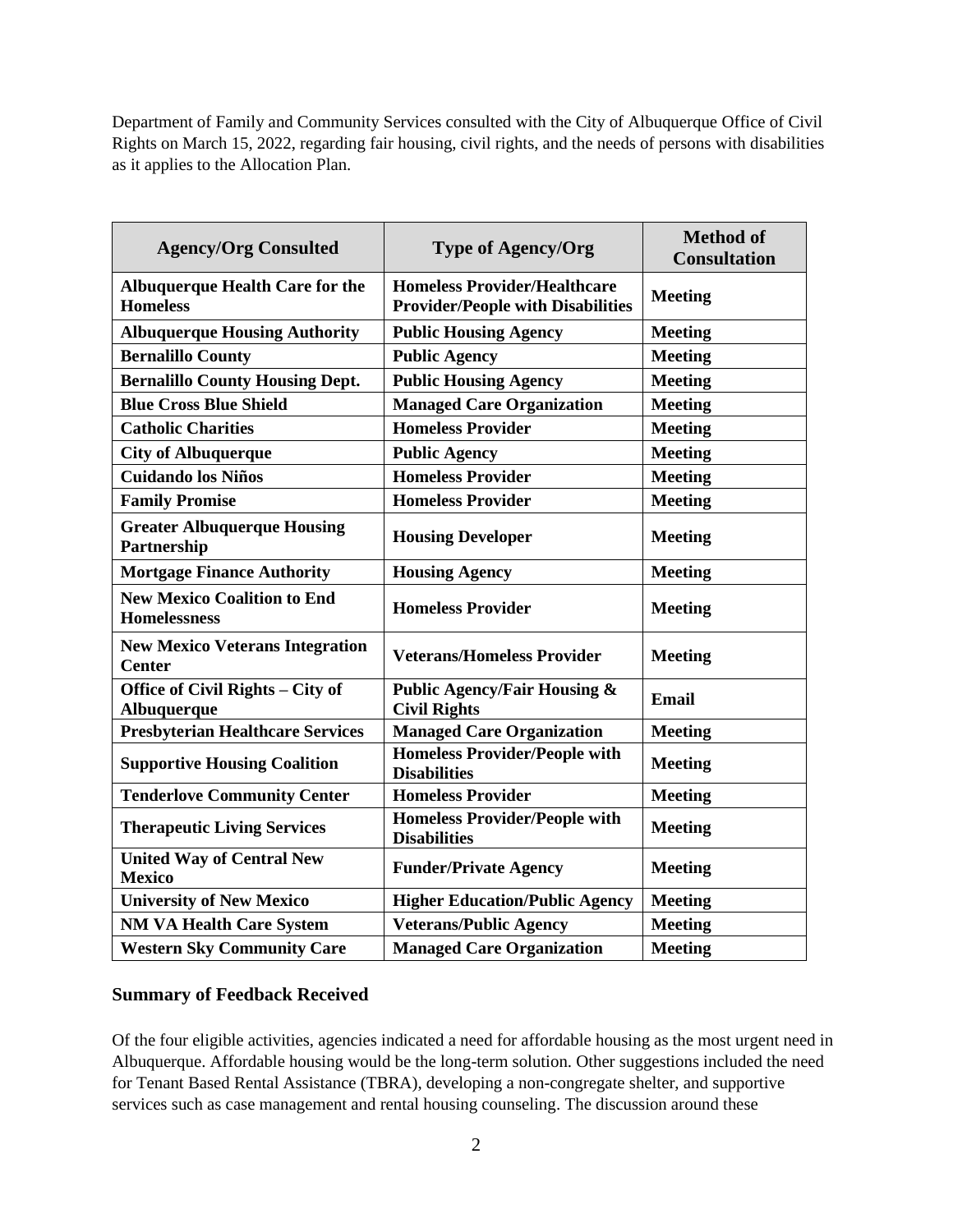Department of Family and Community Services consulted with the City of Albuquerque Office of Civil Rights on March 15, 2022, regarding fair housing, civil rights, and the needs of persons with disabilities as it applies to the Allocation Plan.

| Agency/Org Consulted | Type of Agency/Org | Method of Consultation |
|---|---|---|
| **Albuquerque Health Care for the Homeless** | **Homeless Provider/Healthcare Provider/People with Disabilities** | **Meeting** |
| **Albuquerque Housing Authority** | **Public Housing Agency** | **Meeting** |
| **Bernalillo County** | **Public Agency** | **Meeting** |
| **Bernalillo County Housing Dept.** | **Public Housing Agency** | **Meeting** |
| **Blue Cross Blue Shield** | **Managed Care Organization** | **Meeting** |
| **Catholic Charities** | **Homeless Provider** | **Meeting** |
| **City of Albuquerque** | **Public Agency** | **Meeting** |
| **Cuidando los Niños** | **Homeless Provider** | **Meeting** |
| **Family Promise** | **Homeless Provider** | **Meeting** |
| **Greater Albuquerque Housing Partnership** | **Housing Developer** | **Meeting** |
| **Mortgage Finance Authority** | **Housing Agency** | **Meeting** |
| **New Mexico Coalition to End Homelessness** | **Homeless Provider** | **Meeting** |
| **New Mexico Veterans Integration Center** | **Veterans/Homeless Provider** | **Meeting** |
| **Office of Civil Rights – City of Albuquerque** | **Public Agency/Fair Housing & Civil Rights** | **Email** |
| **Presbyterian Healthcare Services** | **Managed Care Organization** | **Meeting** |
| **Supportive Housing Coalition** | **Homeless Provider/People with Disabilities** | **Meeting** |
| **Tenderlove Community Center** | **Homeless Provider** | **Meeting** |
| **Therapeutic Living Services** | **Homeless Provider/People with Disabilities** | **Meeting** |
| **United Way of Central New Mexico** | **Funder/Private Agency** | **Meeting** |
| **University of New Mexico** | **Higher Education/Public Agency** | **Meeting** |
| **NM VA Health Care System** | **Veterans/Public Agency** | **Meeting** |
| **Western Sky Community Care** | **Managed Care Organization** | **Meeting** |

### Summary of Feedback Received

Of the four eligible activities, agencies indicated a need for affordable housing as the most urgent need in Albuquerque. Affordable housing would be the long-term solution. Other suggestions included the need for Tenant Based Rental Assistance (TBRA), developing a non-congregate shelter, and supportive services such as case management and rental housing counseling. The discussion around these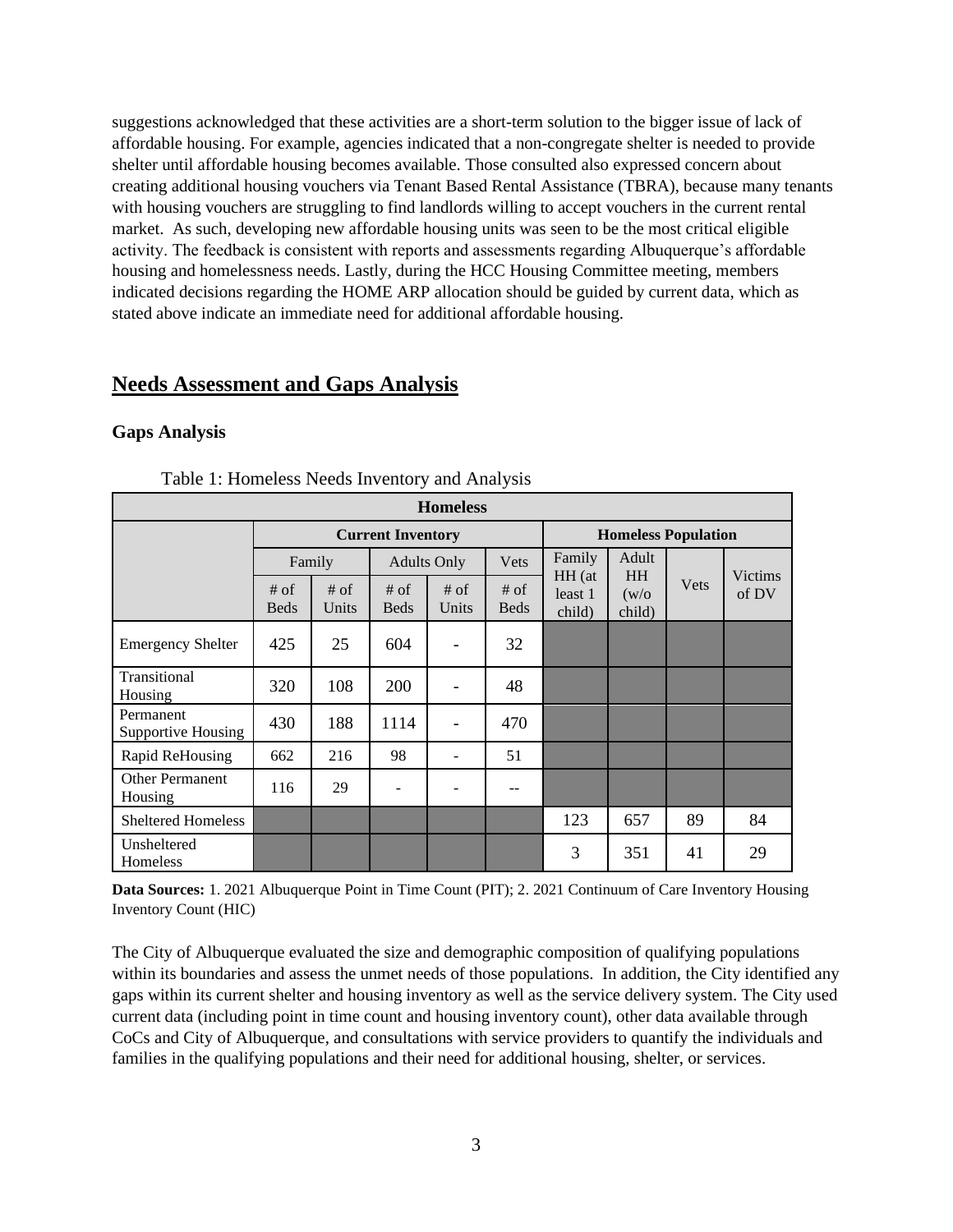suggestions acknowledged that these activities are a short-term solution to the bigger issue of lack of affordable housing. For example, agencies indicated that a non-congregate shelter is needed to provide shelter until affordable housing becomes available. Those consulted also expressed concern about creating additional housing vouchers via Tenant Based Rental Assistance (TBRA), because many tenants with housing vouchers are struggling to find landlords willing to accept vouchers in the current rental market. As such, developing new affordable housing units was seen to be the most critical eligible activity. The feedback is consistent with reports and assessments regarding Albuquerque's affordable housing and homelessness needs. Lastly, during the HCC Housing Committee meeting, members indicated decisions regarding the HOME ARP allocation should be guided by current data, which as stated above indicate an immediate need for additional affordable housing.

## Needs Assessment and Gaps Analysis

### Gaps Analysis

Table 1: Homeless Needs Inventory and Analysis

| Homeless | | | | | | | | | |
|---|---|---|---|---|---|---|---|---|---|
| | Current Inventory | | | | | Homeless Population | | | |
| | Family | | Adults Only | | Vets | Family HH (at least 1 child) | Adult HH (w/o child) | Vets | Victims of DV |
| | # of Beds | # of Units | # of Beds | # of Units | # of Beds | | | | |
| Emergency Shelter | 425 | 25 | 604 | - | 32 | | | | |
| Transitional Housing | 320 | 108 | 200 | - | 48 | | | | |
| Permanent Supportive Housing | 430 | 188 | 1114 | - | 470 | | | | |
| Rapid ReHousing | 662 | 216 | 98 | - | 51 | | | | |
| Other Permanent Housing | 116 | 29 | - | - | -- | | | | |
| Sheltered Homeless | | | | | | 123 | 657 | 89 | 84 |
| Unsheltered Homeless | | | | | | 3 | 351 | 41 | 29 |

**Data Sources:** 1. 2021 Albuquerque Point in Time Count (PIT); 2. 2021 Continuum of Care Inventory Housing Inventory Count (HIC)

The City of Albuquerque evaluated the size and demographic composition of qualifying populations within its boundaries and assess the unmet needs of those populations. In addition, the City identified any gaps within its current shelter and housing inventory as well as the service delivery system. The City used current data (including point in time count and housing inventory count), other data available through CoCs and City of Albuquerque, and consultations with service providers to quantify the individuals and families in the qualifying populations and their need for additional housing, shelter, or services.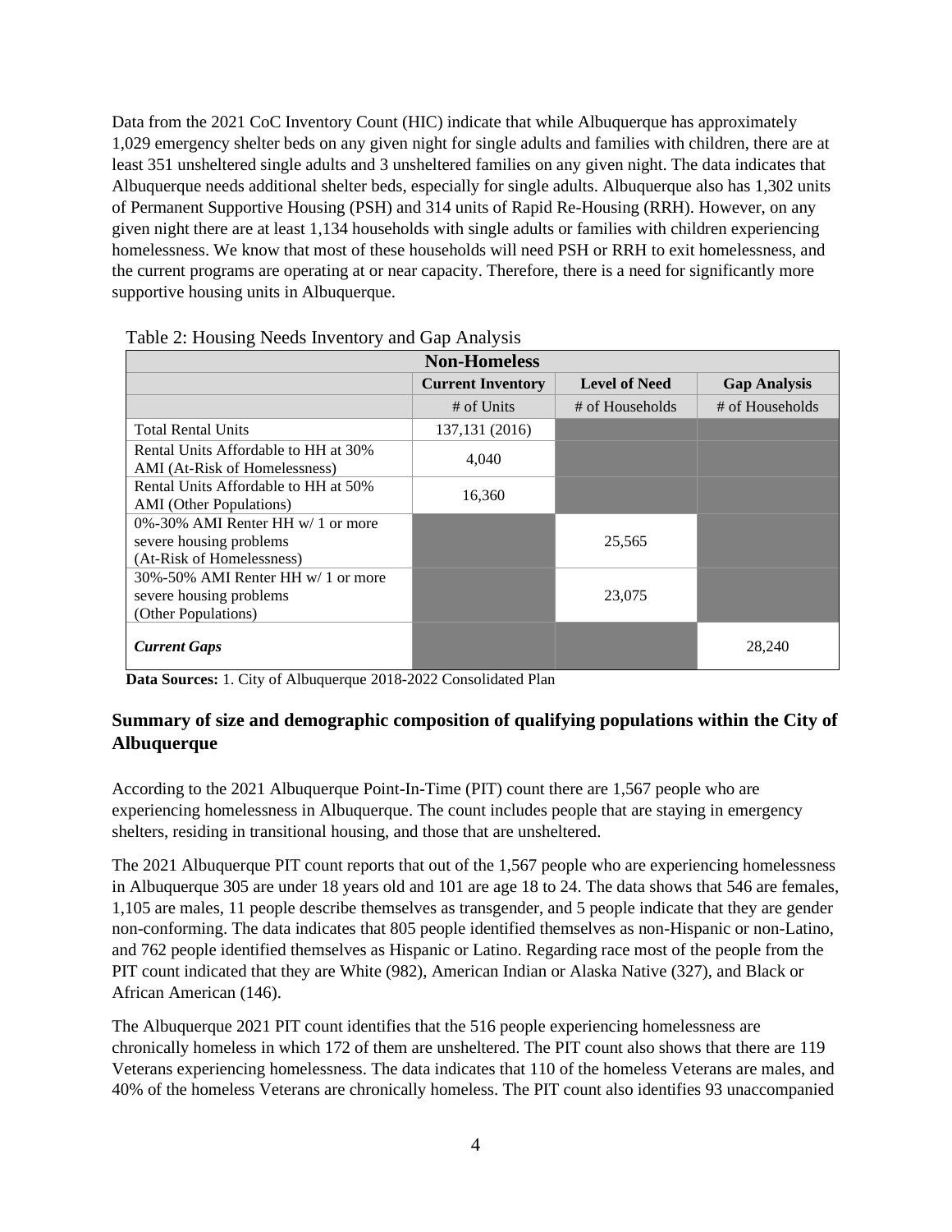Data from the 2021 CoC Inventory Count (HIC) indicate that while Albuquerque has approximately 1,029 emergency shelter beds on any given night for single adults and families with children, there are at least 351 unsheltered single adults and 3 unsheltered families on any given night. The data indicates that Albuquerque needs additional shelter beds, especially for single adults. Albuquerque also has 1,302 units of Permanent Supportive Housing (PSH) and 314 units of Rapid Re-Housing (RRH). However, on any given night there are at least 1,134 households with single adults or families with children experiencing homelessness. We know that most of these households will need PSH or RRH to exit homelessness, and the current programs are operating at or near capacity. Therefore, there is a need for significantly more supportive housing units in Albuquerque.

Table 2: Housing Needs Inventory and Gap Analysis

| **Non-Homeless** | | | |
|---|---|---|---|
| | **Current Inventory** | **Level of Need** | **Gap Analysis** |
| | # of Units | # of Households | # of Households |
| Total Rental Units | 137,131 (2016) | | |
| Rental Units Affordable to HH at 30% AMI (At-Risk of Homelessness) | 4,040 | | |
| Rental Units Affordable to HH at 50% AMI (Other Populations) | 16,360 | | |
| 0%-30% AMI Renter HH w/ 1 or more severe housing problems (At-Risk of Homelessness) | | 25,565 | |
| 30%-50% AMI Renter HH w/ 1 or more severe housing problems (Other Populations) | | 23,075 | |
| ***Current Gaps*** | | | 28,240 |

**Data Sources:** 1. City of Albuquerque 2018-2022 Consolidated Plan

## Summary of size and demographic composition of qualifying populations within the City of Albuquerque

According to the 2021 Albuquerque Point-In-Time (PIT) count there are 1,567 people who are experiencing homelessness in Albuquerque. The count includes people that are staying in emergency shelters, residing in transitional housing, and those that are unsheltered.

The 2021 Albuquerque PIT count reports that out of the 1,567 people who are experiencing homelessness in Albuquerque 305 are under 18 years old and 101 are age 18 to 24. The data shows that 546 are females, 1,105 are males, 11 people describe themselves as transgender, and 5 people indicate that they are gender non-conforming. The data indicates that 805 people identified themselves as non-Hispanic or non-Latino, and 762 people identified themselves as Hispanic or Latino. Regarding race most of the people from the PIT count indicated that they are White (982), American Indian or Alaska Native (327), and Black or African American (146).

The Albuquerque 2021 PIT count identifies that the 516 people experiencing homelessness are chronically homeless in which 172 of them are unsheltered. The PIT count also shows that there are 119 Veterans experiencing homelessness. The data indicates that 110 of the homeless Veterans are males, and 40% of the homeless Veterans are chronically homeless. The PIT count also identifies 93 unaccompanied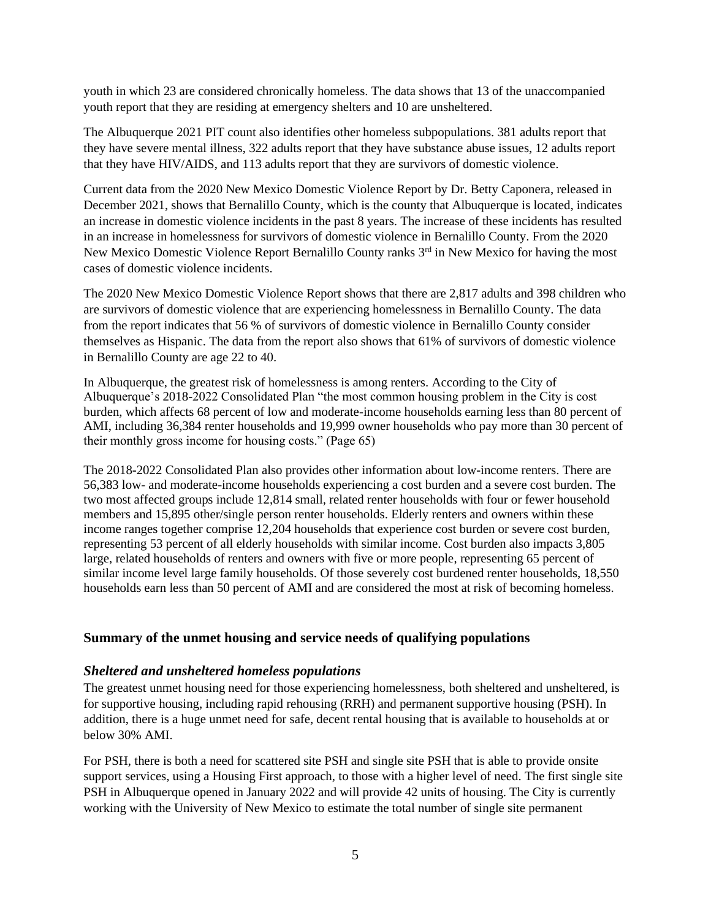youth in which 23 are considered chronically homeless. The data shows that 13 of the unaccompanied youth report that they are residing at emergency shelters and 10 are unsheltered.

The Albuquerque 2021 PIT count also identifies other homeless subpopulations. 381 adults report that they have severe mental illness, 322 adults report that they have substance abuse issues, 12 adults report that they have HIV/AIDS, and 113 adults report that they are survivors of domestic violence.

Current data from the 2020 New Mexico Domestic Violence Report by Dr. Betty Caponera, released in December 2021, shows that Bernalillo County, which is the county that Albuquerque is located, indicates an increase in domestic violence incidents in the past 8 years. The increase of these incidents has resulted in an increase in homelessness for survivors of domestic violence in Bernalillo County. From the 2020 New Mexico Domestic Violence Report Bernalillo County ranks 3rd in New Mexico for having the most cases of domestic violence incidents.

The 2020 New Mexico Domestic Violence Report shows that there are 2,817 adults and 398 children who are survivors of domestic violence that are experiencing homelessness in Bernalillo County. The data from the report indicates that 56 % of survivors of domestic violence in Bernalillo County consider themselves as Hispanic. The data from the report also shows that 61% of survivors of domestic violence in Bernalillo County are age 22 to 40.

In Albuquerque, the greatest risk of homelessness is among renters. According to the City of Albuquerque's 2018-2022 Consolidated Plan "the most common housing problem in the City is cost burden, which affects 68 percent of low and moderate-income households earning less than 80 percent of AMI, including 36,384 renter households and 19,999 owner households who pay more than 30 percent of their monthly gross income for housing costs." (Page 65)

The 2018-2022 Consolidated Plan also provides other information about low-income renters. There are 56,383 low- and moderate-income households experiencing a cost burden and a severe cost burden. The two most affected groups include 12,814 small, related renter households with four or fewer household members and 15,895 other/single person renter households. Elderly renters and owners within these income ranges together comprise 12,204 households that experience cost burden or severe cost burden, representing 53 percent of all elderly households with similar income. Cost burden also impacts 3,805 large, related households of renters and owners with five or more people, representing 65 percent of similar income level large family households. Of those severely cost burdened renter households, 18,550 households earn less than 50 percent of AMI and are considered the most at risk of becoming homeless.

## Summary of the unmet housing and service needs of qualifying populations

### *Sheltered and unsheltered homeless populations*

The greatest unmet housing need for those experiencing homelessness, both sheltered and unsheltered, is for supportive housing, including rapid rehousing (RRH) and permanent supportive housing (PSH). In addition, there is a huge unmet need for safe, decent rental housing that is available to households at or below 30% AMI.

For PSH, there is both a need for scattered site PSH and single site PSH that is able to provide onsite support services, using a Housing First approach, to those with a higher level of need. The first single site PSH in Albuquerque opened in January 2022 and will provide 42 units of housing. The City is currently working with the University of New Mexico to estimate the total number of single site permanent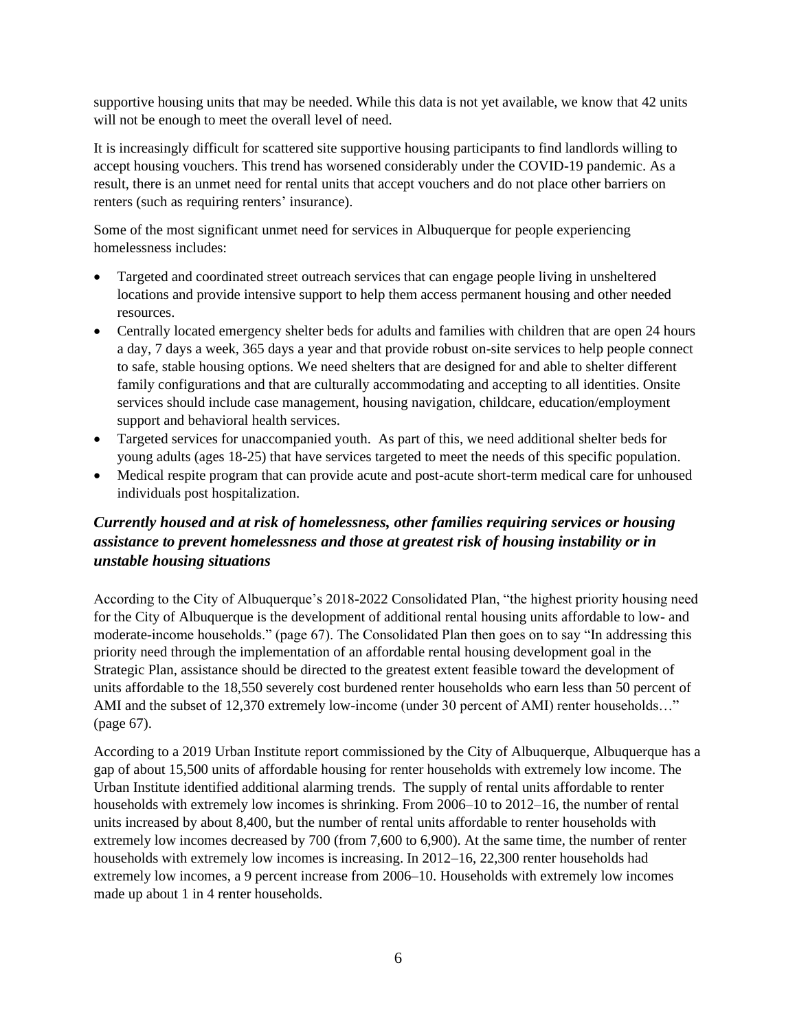supportive housing units that may be needed. While this data is not yet available, we know that 42 units will not be enough to meet the overall level of need.

It is increasingly difficult for scattered site supportive housing participants to find landlords willing to accept housing vouchers. This trend has worsened considerably under the COVID-19 pandemic. As a result, there is an unmet need for rental units that accept vouchers and do not place other barriers on renters (such as requiring renters' insurance).

Some of the most significant unmet need for services in Albuquerque for people experiencing homelessness includes:

- Targeted and coordinated street outreach services that can engage people living in unsheltered locations and provide intensive support to help them access permanent housing and other needed resources.
- Centrally located emergency shelter beds for adults and families with children that are open 24 hours a day, 7 days a week, 365 days a year and that provide robust on-site services to help people connect to safe, stable housing options. We need shelters that are designed for and able to shelter different family configurations and that are culturally accommodating and accepting to all identities. Onsite services should include case management, housing navigation, childcare, education/employment support and behavioral health services.
- Targeted services for unaccompanied youth. As part of this, we need additional shelter beds for young adults (ages 18-25) that have services targeted to meet the needs of this specific population.
- Medical respite program that can provide acute and post-acute short-term medical care for unhoused individuals post hospitalization.

### *Currently housed and at risk of homelessness, other families requiring services or housing assistance to prevent homelessness and those at greatest risk of housing instability or in unstable housing situations*

According to the City of Albuquerque's 2018-2022 Consolidated Plan, "the highest priority housing need for the City of Albuquerque is the development of additional rental housing units affordable to low- and moderate-income households." (page 67). The Consolidated Plan then goes on to say "In addressing this priority need through the implementation of an affordable rental housing development goal in the Strategic Plan, assistance should be directed to the greatest extent feasible toward the development of units affordable to the 18,550 severely cost burdened renter households who earn less than 50 percent of AMI and the subset of 12,370 extremely low-income (under 30 percent of AMI) renter households…" (page 67).

According to a 2019 Urban Institute report commissioned by the City of Albuquerque, Albuquerque has a gap of about 15,500 units of affordable housing for renter households with extremely low income. The Urban Institute identified additional alarming trends. The supply of rental units affordable to renter households with extremely low incomes is shrinking. From 2006–10 to 2012–16, the number of rental units increased by about 8,400, but the number of rental units affordable to renter households with extremely low incomes decreased by 700 (from 7,600 to 6,900). At the same time, the number of renter households with extremely low incomes is increasing. In 2012–16, 22,300 renter households had extremely low incomes, a 9 percent increase from 2006–10. Households with extremely low incomes made up about 1 in 4 renter households.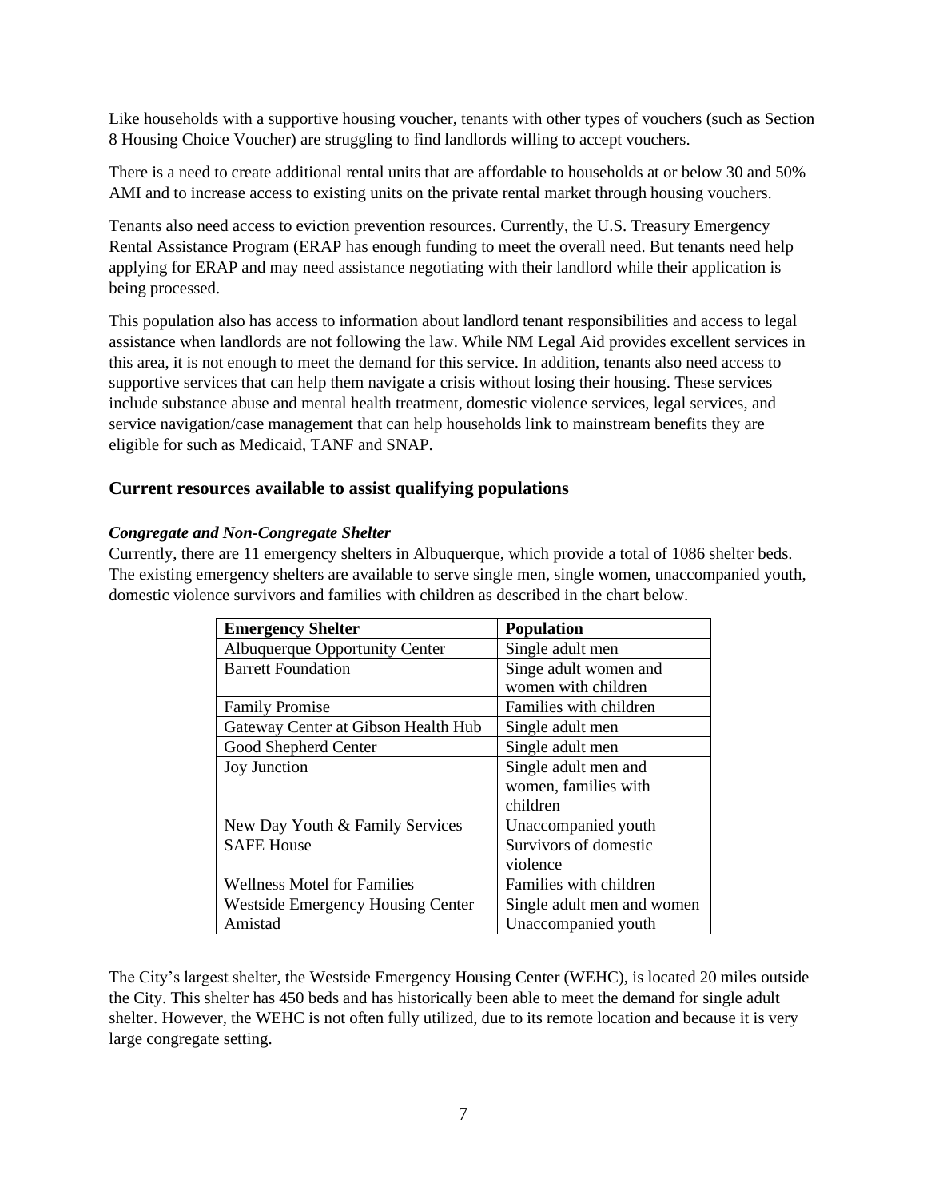Like households with a supportive housing voucher, tenants with other types of vouchers (such as Section 8 Housing Choice Voucher) are struggling to find landlords willing to accept vouchers.

There is a need to create additional rental units that are affordable to households at or below 30 and 50% AMI and to increase access to existing units on the private rental market through housing vouchers.

Tenants also need access to eviction prevention resources. Currently, the U.S. Treasury Emergency Rental Assistance Program (ERAP has enough funding to meet the overall need. But tenants need help applying for ERAP and may need assistance negotiating with their landlord while their application is being processed.

This population also has access to information about landlord tenant responsibilities and access to legal assistance when landlords are not following the law. While NM Legal Aid provides excellent services in this area, it is not enough to meet the demand for this service. In addition, tenants also need access to supportive services that can help them navigate a crisis without losing their housing. These services include substance abuse and mental health treatment, domestic violence services, legal services, and service navigation/case management that can help households link to mainstream benefits they are eligible for such as Medicaid, TANF and SNAP.

## Current resources available to assist qualifying populations

***Congregate and Non-Congregate Shelter***

Currently, there are 11 emergency shelters in Albuquerque, which provide a total of 1086 shelter beds. The existing emergency shelters are available to serve single men, single women, unaccompanied youth, domestic violence survivors and families with children as described in the chart below.

| Emergency Shelter | Population |
|---|---|
| Albuquerque Opportunity Center | Single adult men |
| Barrett Foundation | Singe adult women and women with children |
| Family Promise | Families with children |
| Gateway Center at Gibson Health Hub | Single adult men |
| Good Shepherd Center | Single adult men |
| Joy Junction | Single adult men and women, families with children |
| New Day Youth & Family Services | Unaccompanied youth |
| SAFE House | Survivors of domestic violence |
| Wellness Motel for Families | Families with children |
| Westside Emergency Housing Center | Single adult men and women |
| Amistad | Unaccompanied youth |

The City's largest shelter, the Westside Emergency Housing Center (WEHC), is located 20 miles outside the City. This shelter has 450 beds and has historically been able to meet the demand for single adult shelter. However, the WEHC is not often fully utilized, due to its remote location and because it is very large congregate setting.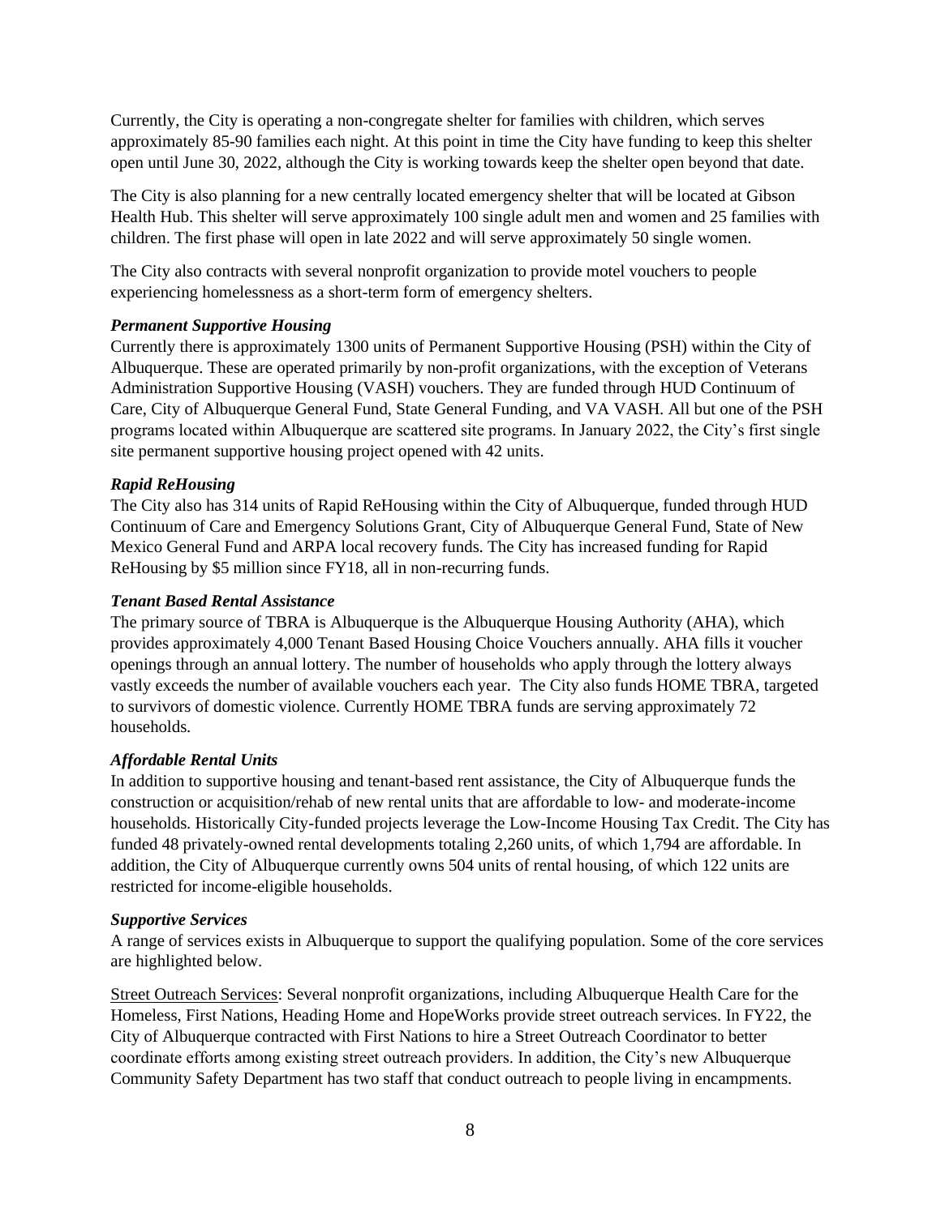Currently, the City is operating a non-congregate shelter for families with children, which serves approximately 85-90 families each night. At this point in time the City have funding to keep this shelter open until June 30, 2022, although the City is working towards keep the shelter open beyond that date.

The City is also planning for a new centrally located emergency shelter that will be located at Gibson Health Hub. This shelter will serve approximately 100 single adult men and women and 25 families with children. The first phase will open in late 2022 and will serve approximately 50 single women.

The City also contracts with several nonprofit organization to provide motel vouchers to people experiencing homelessness as a short-term form of emergency shelters.

***Permanent Supportive Housing***

Currently there is approximately 1300 units of Permanent Supportive Housing (PSH) within the City of Albuquerque. These are operated primarily by non-profit organizations, with the exception of Veterans Administration Supportive Housing (VASH) vouchers. They are funded through HUD Continuum of Care, City of Albuquerque General Fund, State General Funding, and VA VASH. All but one of the PSH programs located within Albuquerque are scattered site programs. In January 2022, the City's first single site permanent supportive housing project opened with 42 units.

***Rapid ReHousing***

The City also has 314 units of Rapid ReHousing within the City of Albuquerque, funded through HUD Continuum of Care and Emergency Solutions Grant, City of Albuquerque General Fund, State of New Mexico General Fund and ARPA local recovery funds. The City has increased funding for Rapid ReHousing by $5 million since FY18, all in non-recurring funds.

***Tenant Based Rental Assistance***

The primary source of TBRA is Albuquerque is the Albuquerque Housing Authority (AHA), which provides approximately 4,000 Tenant Based Housing Choice Vouchers annually. AHA fills it voucher openings through an annual lottery. The number of households who apply through the lottery always vastly exceeds the number of available vouchers each year. The City also funds HOME TBRA, targeted to survivors of domestic violence. Currently HOME TBRA funds are serving approximately 72 households.

***Affordable Rental Units***

In addition to supportive housing and tenant-based rent assistance, the City of Albuquerque funds the construction or acquisition/rehab of new rental units that are affordable to low- and moderate-income households. Historically City-funded projects leverage the Low-Income Housing Tax Credit. The City has funded 48 privately-owned rental developments totaling 2,260 units, of which 1,794 are affordable. In addition, the City of Albuquerque currently owns 504 units of rental housing, of which 122 units are restricted for income-eligible households.

***Supportive Services***

A range of services exists in Albuquerque to support the qualifying population. Some of the core services are highlighted below.

<u>Street Outreach Services</u>: Several nonprofit organizations, including Albuquerque Health Care for the Homeless, First Nations, Heading Home and HopeWorks provide street outreach services. In FY22, the City of Albuquerque contracted with First Nations to hire a Street Outreach Coordinator to better coordinate efforts among existing street outreach providers. In addition, the City's new Albuquerque Community Safety Department has two staff that conduct outreach to people living in encampments.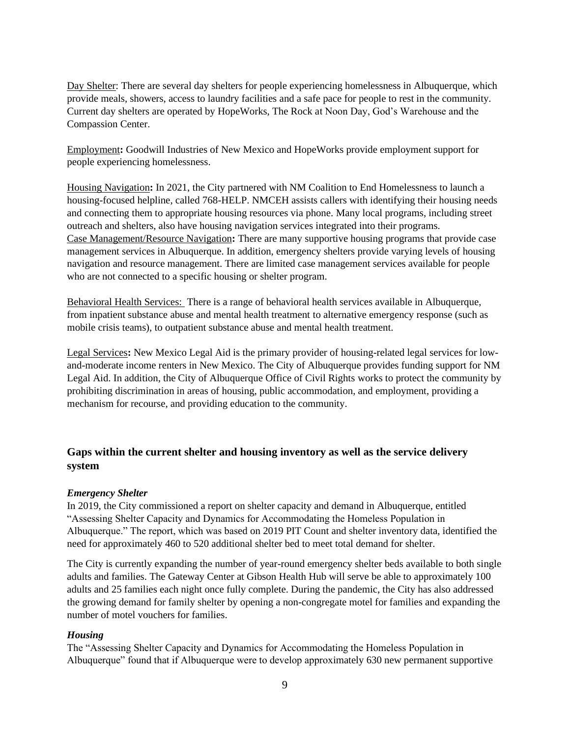Day Shelter: There are several day shelters for people experiencing homelessness in Albuquerque, which provide meals, showers, access to laundry facilities and a safe pace for people to rest in the community. Current day shelters are operated by HopeWorks, The Rock at Noon Day, God's Warehouse and the Compassion Center.

Employment**:** Goodwill Industries of New Mexico and HopeWorks provide employment support for people experiencing homelessness.

Housing Navigation**:** In 2021, the City partnered with NM Coalition to End Homelessness to launch a housing-focused helpline, called 768-HELP. NMCEH assists callers with identifying their housing needs and connecting them to appropriate housing resources via phone. Many local programs, including street outreach and shelters, also have housing navigation services integrated into their programs.

Case Management/Resource Navigation**:** There are many supportive housing programs that provide case management services in Albuquerque. In addition, emergency shelters provide varying levels of housing navigation and resource management. There are limited case management services available for people who are not connected to a specific housing or shelter program.

Behavioral Health Services: There is a range of behavioral health services available in Albuquerque, from inpatient substance abuse and mental health treatment to alternative emergency response (such as mobile crisis teams), to outpatient substance abuse and mental health treatment.

Legal Services**:** New Mexico Legal Aid is the primary provider of housing-related legal services for low-and-moderate income renters in New Mexico. The City of Albuquerque provides funding support for NM Legal Aid. In addition, the City of Albuquerque Office of Civil Rights works to protect the community by prohibiting discrimination in areas of housing, public accommodation, and employment, providing a mechanism for recourse, and providing education to the community.

### Gaps within the current shelter and housing inventory as well as the service delivery system

***Emergency Shelter***

In 2019, the City commissioned a report on shelter capacity and demand in Albuquerque, entitled "Assessing Shelter Capacity and Dynamics for Accommodating the Homeless Population in Albuquerque." The report, which was based on 2019 PIT Count and shelter inventory data, identified the need for approximately 460 to 520 additional shelter bed to meet total demand for shelter.

The City is currently expanding the number of year-round emergency shelter beds available to both single adults and families. The Gateway Center at Gibson Health Hub will serve be able to approximately 100 adults and 25 families each night once fully complete. During the pandemic, the City has also addressed the growing demand for family shelter by opening a non-congregate motel for families and expanding the number of motel vouchers for families.

***Housing***

The "Assessing Shelter Capacity and Dynamics for Accommodating the Homeless Population in Albuquerque" found that if Albuquerque were to develop approximately 630 new permanent supportive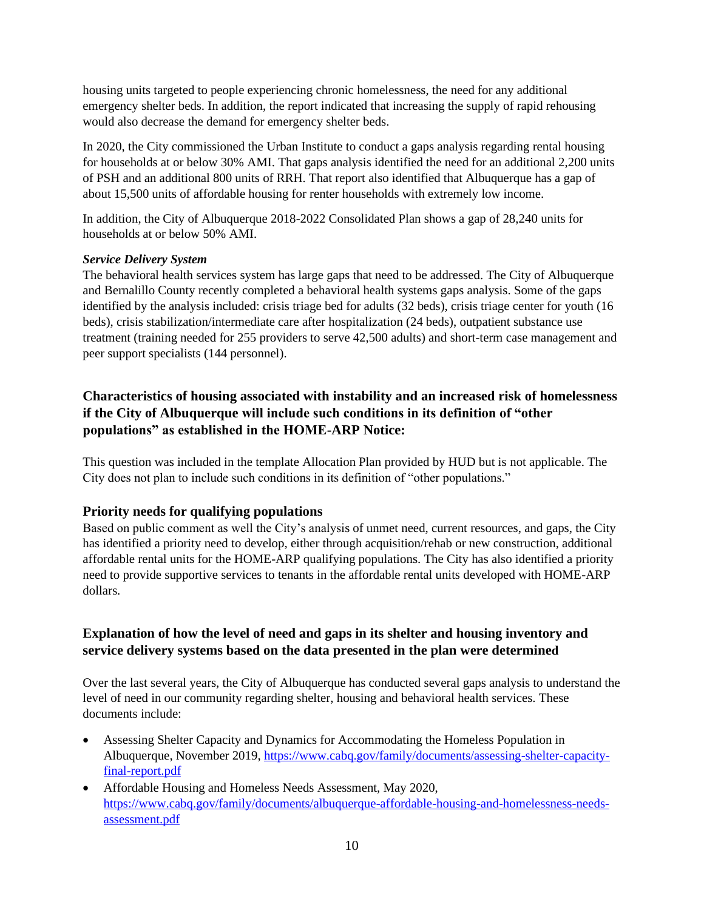housing units targeted to people experiencing chronic homelessness, the need for any additional emergency shelter beds. In addition, the report indicated that increasing the supply of rapid rehousing would also decrease the demand for emergency shelter beds.

In 2020, the City commissioned the Urban Institute to conduct a gaps analysis regarding rental housing for households at or below 30% AMI. That gaps analysis identified the need for an additional 2,200 units of PSH and an additional 800 units of RRH. That report also identified that Albuquerque has a gap of about 15,500 units of affordable housing for renter households with extremely low income.

In addition, the City of Albuquerque 2018-2022 Consolidated Plan shows a gap of 28,240 units for households at or below 50% AMI.

***Service Delivery System***

The behavioral health services system has large gaps that need to be addressed. The City of Albuquerque and Bernalillo County recently completed a behavioral health systems gaps analysis. Some of the gaps identified by the analysis included: crisis triage bed for adults (32 beds), crisis triage center for youth (16 beds), crisis stabilization/intermediate care after hospitalization (24 beds), outpatient substance use treatment (training needed for 255 providers to serve 42,500 adults) and short-term case management and peer support specialists (144 personnel).

## Characteristics of housing associated with instability and an increased risk of homelessness if the City of Albuquerque will include such conditions in its definition of "other populations" as established in the HOME-ARP Notice:

This question was included in the template Allocation Plan provided by HUD but is not applicable. The City does not plan to include such conditions in its definition of "other populations."

## Priority needs for qualifying populations

Based on public comment as well the City's analysis of unmet need, current resources, and gaps, the City has identified a priority need to develop, either through acquisition/rehab or new construction, additional affordable rental units for the HOME-ARP qualifying populations. The City has also identified a priority need to provide supportive services to tenants in the affordable rental units developed with HOME-ARP dollars.

## Explanation of how the level of need and gaps in its shelter and housing inventory and service delivery systems based on the data presented in the plan were determined

Over the last several years, the City of Albuquerque has conducted several gaps analysis to understand the level of need in our community regarding shelter, housing and behavioral health services. These documents include:

- Assessing Shelter Capacity and Dynamics for Accommodating the Homeless Population in Albuquerque, November 2019, https://www.cabq.gov/family/documents/assessing-shelter-capacity-final-report.pdf
- Affordable Housing and Homeless Needs Assessment, May 2020, https://www.cabq.gov/family/documents/albuquerque-affordable-housing-and-homelessness-needs-assessment.pdf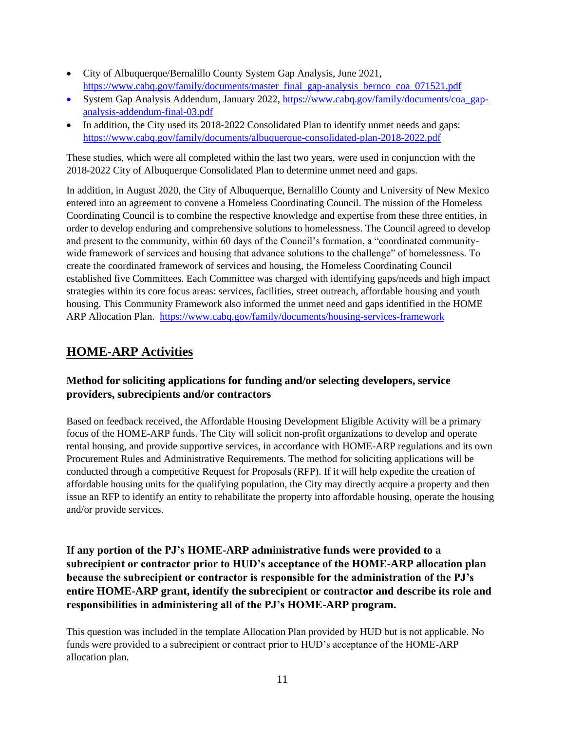- City of Albuquerque/Bernalillo County System Gap Analysis, June 2021, [https://www.cabq.gov/family/documents/master_final_gap-analysis_bernco_coa_071521.pdf](https://www.cabq.gov/family/documents/master_final_gap-analysis_bernco_coa_071521.pdf)
- System Gap Analysis Addendum, January 2022, [https://www.cabq.gov/family/documents/coa_gap-analysis-addendum-final-03.pdf](https://www.cabq.gov/family/documents/coa_gap-analysis-addendum-final-03.pdf)
- In addition, the City used its 2018-2022 Consolidated Plan to identify unmet needs and gaps: [https://www.cabq.gov/family/documents/albuquerque-consolidated-plan-2018-2022.pdf](https://www.cabq.gov/family/documents/albuquerque-consolidated-plan-2018-2022.pdf)

These studies, which were all completed within the last two years, were used in conjunction with the 2018-2022 City of Albuquerque Consolidated Plan to determine unmet need and gaps.

In addition, in August 2020, the City of Albuquerque, Bernalillo County and University of New Mexico entered into an agreement to convene a Homeless Coordinating Council. The mission of the Homeless Coordinating Council is to combine the respective knowledge and expertise from these three entities, in order to develop enduring and comprehensive solutions to homelessness. The Council agreed to develop and present to the community, within 60 days of the Council's formation, a "coordinated community-wide framework of services and housing that advance solutions to the challenge" of homelessness. To create the coordinated framework of services and housing, the Homeless Coordinating Council established five Committees. Each Committee was charged with identifying gaps/needs and high impact strategies within its core focus areas: services, facilities, street outreach, affordable housing and youth housing. This Community Framework also informed the unmet need and gaps identified in the HOME ARP Allocation Plan. [https://www.cabq.gov/family/documents/housing-services-framework](https://www.cabq.gov/family/documents/housing-services-framework)

## HOME-ARP Activities

### Method for soliciting applications for funding and/or selecting developers, service providers, subrecipients and/or contractors

Based on feedback received, the Affordable Housing Development Eligible Activity will be a primary focus of the HOME-ARP funds. The City will solicit non-profit organizations to develop and operate rental housing, and provide supportive services, in accordance with HOME-ARP regulations and its own Procurement Rules and Administrative Requirements. The method for soliciting applications will be conducted through a competitive Request for Proposals (RFP). If it will help expedite the creation of affordable housing units for the qualifying population, the City may directly acquire a property and then issue an RFP to identify an entity to rehabilitate the property into affordable housing, operate the housing and/or provide services.

### If any portion of the PJ's HOME-ARP administrative funds were provided to a subrecipient or contractor prior to HUD's acceptance of the HOME-ARP allocation plan because the subrecipient or contractor is responsible for the administration of the PJ's entire HOME-ARP grant, identify the subrecipient or contractor and describe its role and responsibilities in administering all of the PJ's HOME-ARP program.

This question was included in the template Allocation Plan provided by HUD but is not applicable. No funds were provided to a subrecipient or contract prior to HUD's acceptance of the HOME-ARP allocation plan.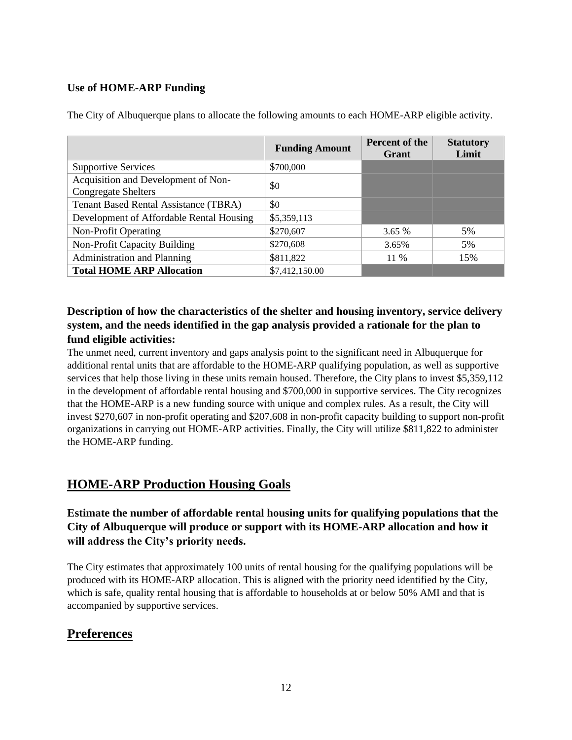**Use of HOME-ARP Funding**

The City of Albuquerque plans to allocate the following amounts to each HOME-ARP eligible activity.

| | Funding Amount | Percent of the Grant | Statutory Limit |
|---|---|---|---|
| Supportive Services | \$700,000 | | |
| Acquisition and Development of Non-Congregate Shelters | \$0 | | |
| Tenant Based Rental Assistance (TBRA) | \$0 | | |
| Development of Affordable Rental Housing | \$5,359,113 | | |
| Non-Profit Operating | \$270,607 | 3.65 % | 5% |
| Non-Profit Capacity Building | \$270,608 | 3.65% | 5% |
| Administration and Planning | \$811,822 | 11 % | 15% |
| **Total HOME ARP Allocation** | \$7,412,150.00 | | |

### Description of how the characteristics of the shelter and housing inventory, service delivery system, and the needs identified in the gap analysis provided a rationale for the plan to fund eligible activities:

The unmet need, current inventory and gaps analysis point to the significant need in Albuquerque for additional rental units that are affordable to the HOME-ARP qualifying population, as well as supportive services that help those living in these units remain housed. Therefore, the City plans to invest \$5,359,112 in the development of affordable rental housing and \$700,000 in supportive services. The City recognizes that the HOME-ARP is a new funding source with unique and complex rules. As a result, the City will invest \$270,607 in non-profit operating and \$207,608 in non-profit capacity building to support non-profit organizations in carrying out HOME-ARP activities. Finally, the City will utilize \$811,822 to administer the HOME-ARP funding.

## HOME-ARP Production Housing Goals

### Estimate the number of affordable rental housing units for qualifying populations that the City of Albuquerque will produce or support with its HOME-ARP allocation and how it will address the City's priority needs.

The City estimates that approximately 100 units of rental housing for the qualifying populations will be produced with its HOME-ARP allocation. This is aligned with the priority need identified by the City, which is safe, quality rental housing that is affordable to households at or below 50% AMI and that is accompanied by supportive services.

## Preferences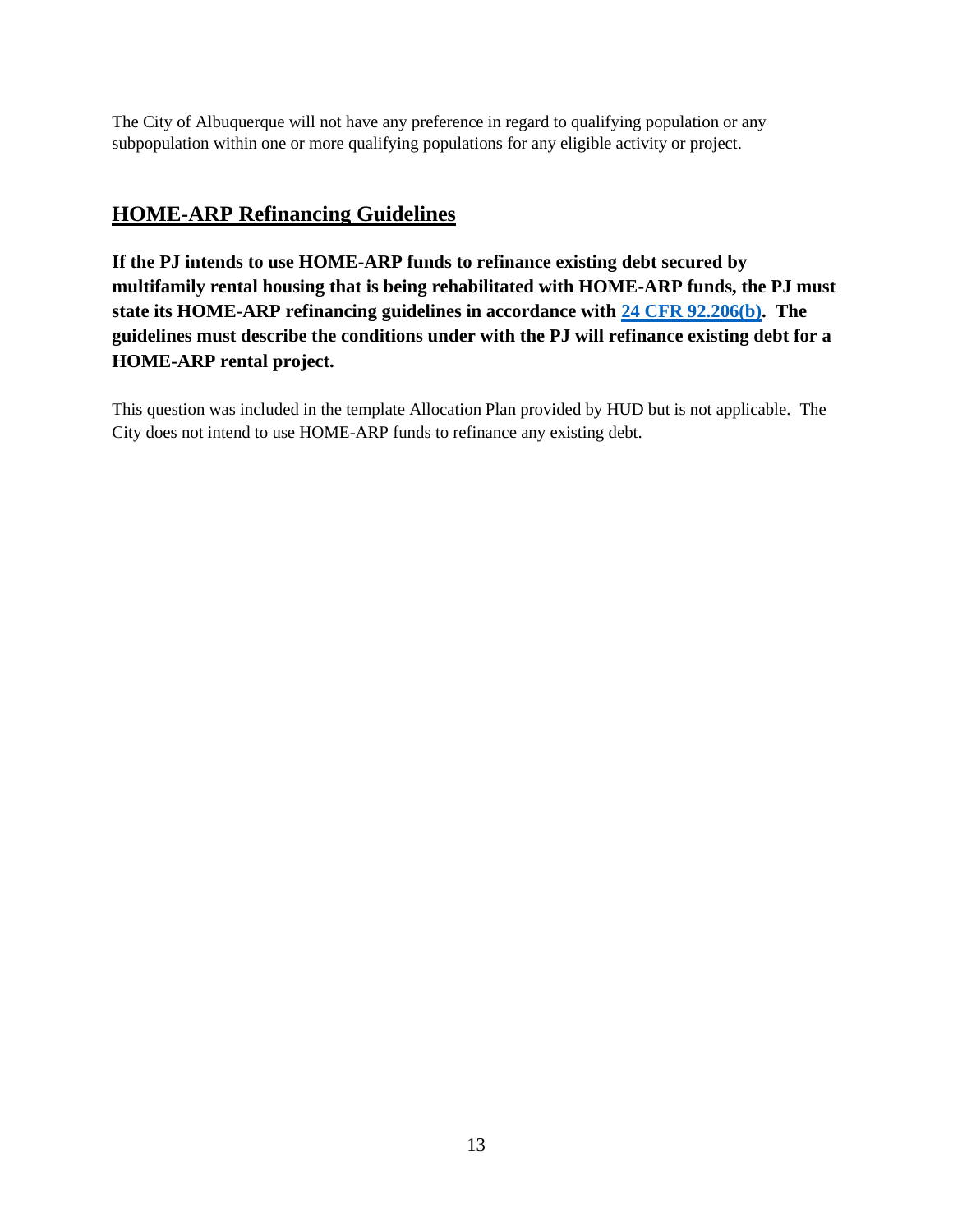The City of Albuquerque will not have any preference in regard to qualifying population or any subpopulation within one or more qualifying populations for any eligible activity or project.

## HOME-ARP Refinancing Guidelines

**If the PJ intends to use HOME-ARP funds to refinance existing debt secured by multifamily rental housing that is being rehabilitated with HOME-ARP funds, the PJ must state its HOME-ARP refinancing guidelines in accordance with [24 CFR 92.206(b)](). The guidelines must describe the conditions under with the PJ will refinance existing debt for a HOME-ARP rental project.**

This question was included in the template Allocation Plan provided by HUD but is not applicable. The City does not intend to use HOME-ARP funds to refinance any existing debt.